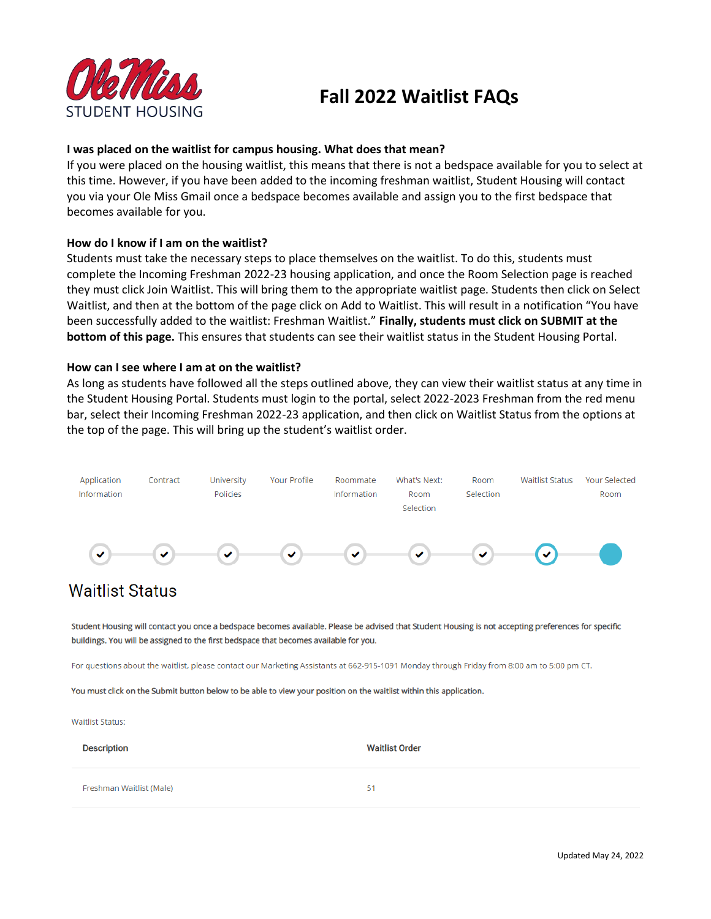Ole Miss STUDENT HOUSING

# Fall 2022 Waitlist FAQs

**I was placed on the waitlist for campus housing. What does that mean?**
If you were placed on the housing waitlist, this means that there is not a bedspace available for you to select at this time. However, if you have been added to the incoming freshman waitlist, Student Housing will contact you via your Ole Miss Gmail once a bedspace becomes available and assign you to the first bedspace that becomes available for you.

**How do I know if I am on the waitlist?**
Students must take the necessary steps to place themselves on the waitlist. To do this, students must complete the Incoming Freshman 2022-23 housing application, and once the Room Selection page is reached they must click Join Waitlist. This will bring them to the appropriate waitlist page. Students then click on Select Waitlist, and then at the bottom of the page click on Add to Waitlist. This will result in a notification "You have been successfully added to the waitlist: Freshman Waitlist." **Finally, students must click on SUBMIT at the bottom of this page.** This ensures that students can see their waitlist status in the Student Housing Portal.

**How can I see where I am at on the waitlist?**
As long as students have followed all the steps outlined above, they can view their waitlist status at any time in the Student Housing Portal. Students must login to the portal, select 2022-2023 Freshman from the red menu bar, select their Incoming Freshman 2022-23 application, and then click on Waitlist Status from the options at the top of the page. This will bring up the student's waitlist order.

Application Information | Contract | University Policies | Your Profile | Roommate Information | What's Next: Room Selection | Room Selection | Waitlist Status | Your Selected Room

## Waitlist Status

Student Housing will contact you once a bedspace becomes available. Please be advised that Student Housing is not accepting preferences for specific buildings. You will be assigned to the first bedspace that becomes available for you.

For questions about the waitlist, please contact our Marketing Assistants at 662-915-1091 Monday through Friday from 8:00 am to 5:00 pm CT.

You must click on the Submit button below to be able to view your position on the waitlist within this application.

Waitlist Status:

| Description | Waitlist Order |
| --- | --- |
| Freshman Waitlist (Male) | 51 |

Updated May 24, 2022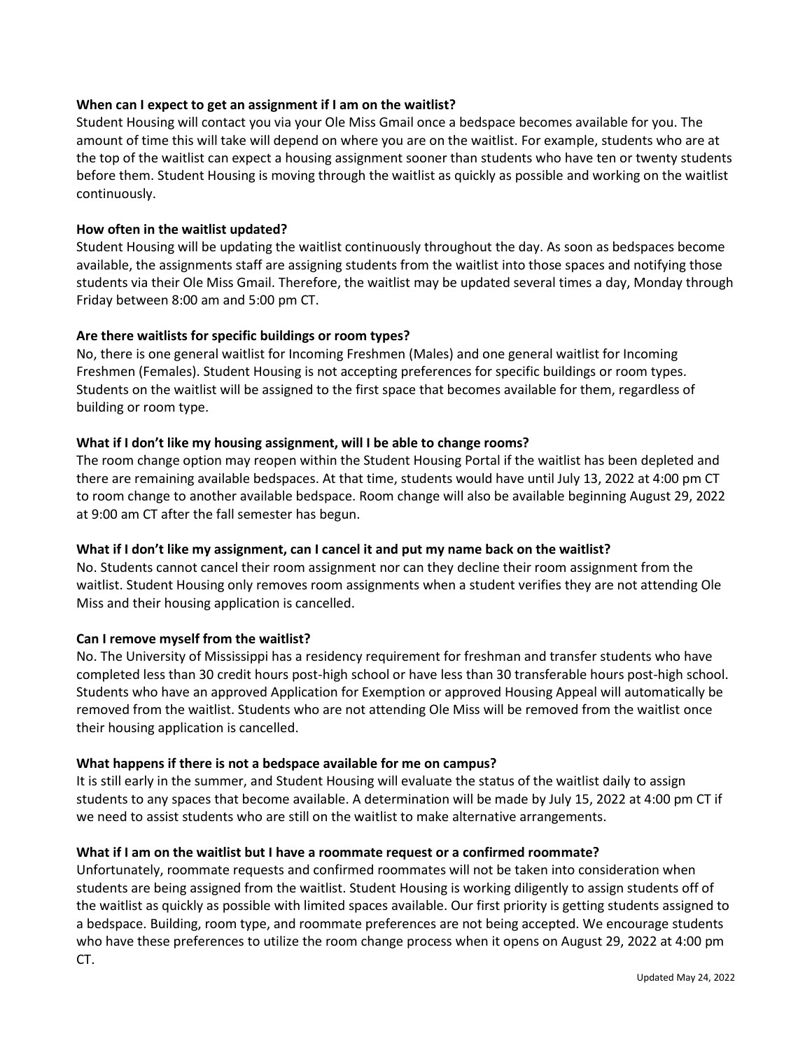**When can I expect to get an assignment if I am on the waitlist?**

Student Housing will contact you via your Ole Miss Gmail once a bedspace becomes available for you. The amount of time this will take will depend on where you are on the waitlist. For example, students who are at the top of the waitlist can expect a housing assignment sooner than students who have ten or twenty students before them. Student Housing is moving through the waitlist as quickly as possible and working on the waitlist continuously.

**How often in the waitlist updated?**

Student Housing will be updating the waitlist continuously throughout the day. As soon as bedspaces become available, the assignments staff are assigning students from the waitlist into those spaces and notifying those students via their Ole Miss Gmail. Therefore, the waitlist may be updated several times a day, Monday through Friday between 8:00 am and 5:00 pm CT.

**Are there waitlists for specific buildings or room types?**

No, there is one general waitlist for Incoming Freshmen (Males) and one general waitlist for Incoming Freshmen (Females). Student Housing is not accepting preferences for specific buildings or room types. Students on the waitlist will be assigned to the first space that becomes available for them, regardless of building or room type.

**What if I don't like my housing assignment, will I be able to change rooms?**

The room change option may reopen within the Student Housing Portal if the waitlist has been depleted and there are remaining available bedspaces. At that time, students would have until July 13, 2022 at 4:00 pm CT to room change to another available bedspace. Room change will also be available beginning August 29, 2022 at 9:00 am CT after the fall semester has begun.

**What if I don't like my assignment, can I cancel it and put my name back on the waitlist?**

No. Students cannot cancel their room assignment nor can they decline their room assignment from the waitlist. Student Housing only removes room assignments when a student verifies they are not attending Ole Miss and their housing application is cancelled.

**Can I remove myself from the waitlist?**

No. The University of Mississippi has a residency requirement for freshman and transfer students who have completed less than 30 credit hours post-high school or have less than 30 transferable hours post-high school. Students who have an approved Application for Exemption or approved Housing Appeal will automatically be removed from the waitlist. Students who are not attending Ole Miss will be removed from the waitlist once their housing application is cancelled.

**What happens if there is not a bedspace available for me on campus?**

It is still early in the summer, and Student Housing will evaluate the status of the waitlist daily to assign students to any spaces that become available. A determination will be made by July 15, 2022 at 4:00 pm CT if we need to assist students who are still on the waitlist to make alternative arrangements.

**What if I am on the waitlist but I have a roommate request or a confirmed roommate?**

Unfortunately, roommate requests and confirmed roommates will not be taken into consideration when students are being assigned from the waitlist. Student Housing is working diligently to assign students off of the waitlist as quickly as possible with limited spaces available. Our first priority is getting students assigned to a bedspace. Building, room type, and roommate preferences are not being accepted. We encourage students who have these preferences to utilize the room change process when it opens on August 29, 2022 at 4:00 pm CT.

Updated May 24, 2022